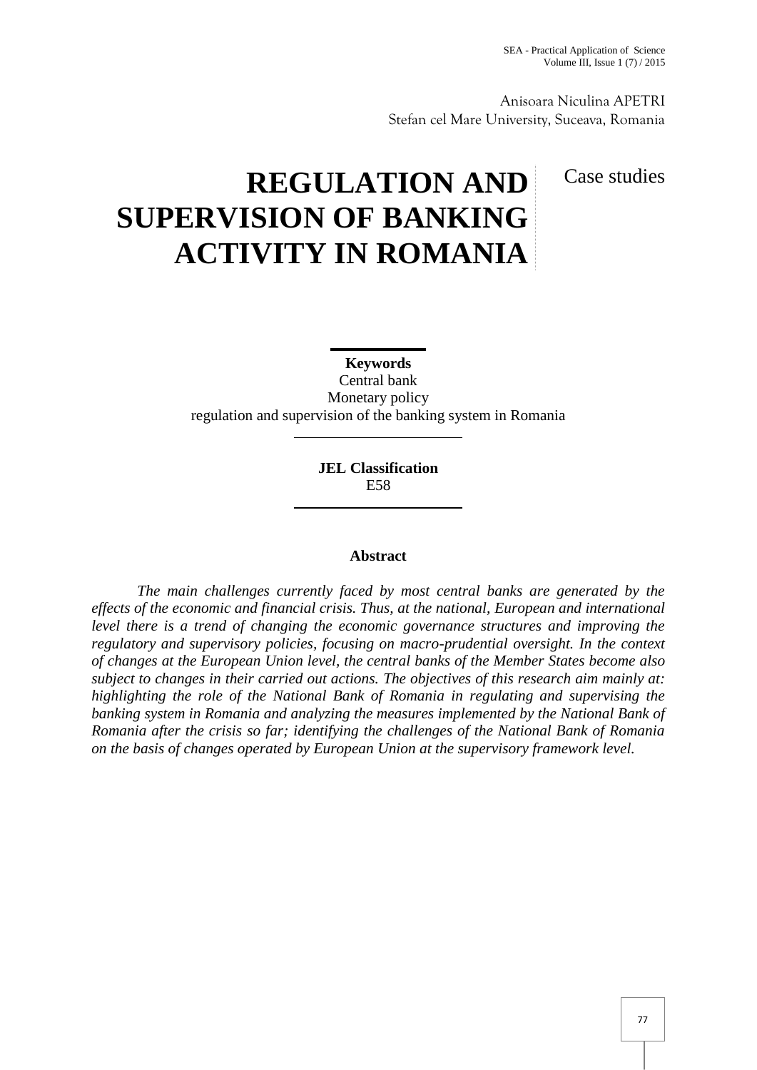Anisoara Niculina APETRI
Stefan cel Mare University, Suceava, Romania

Case studies

# REGULATION AND SUPERVISION OF BANKING ACTIVITY IN ROMANIA

**Keywords**
Central bank
Monetary policy
regulation and supervision of the banking system in Romania

**JEL Classification**
E58

**Abstract**

*The main challenges currently faced by most central banks are generated by the effects of the economic and financial crisis. Thus, at the national, European and international level there is a trend of changing the economic governance structures and improving the regulatory and supervisory policies, focusing on macro-prudential oversight. In the context of changes at the European Union level, the central banks of the Member States become also subject to changes in their carried out actions. The objectives of this research aim mainly at: highlighting the role of the National Bank of Romania in regulating and supervising the banking system in Romania and analyzing the measures implemented by the National Bank of Romania after the crisis so far; identifying the challenges of the National Bank of Romania on the basis of changes operated by European Union at the supervisory framework level.*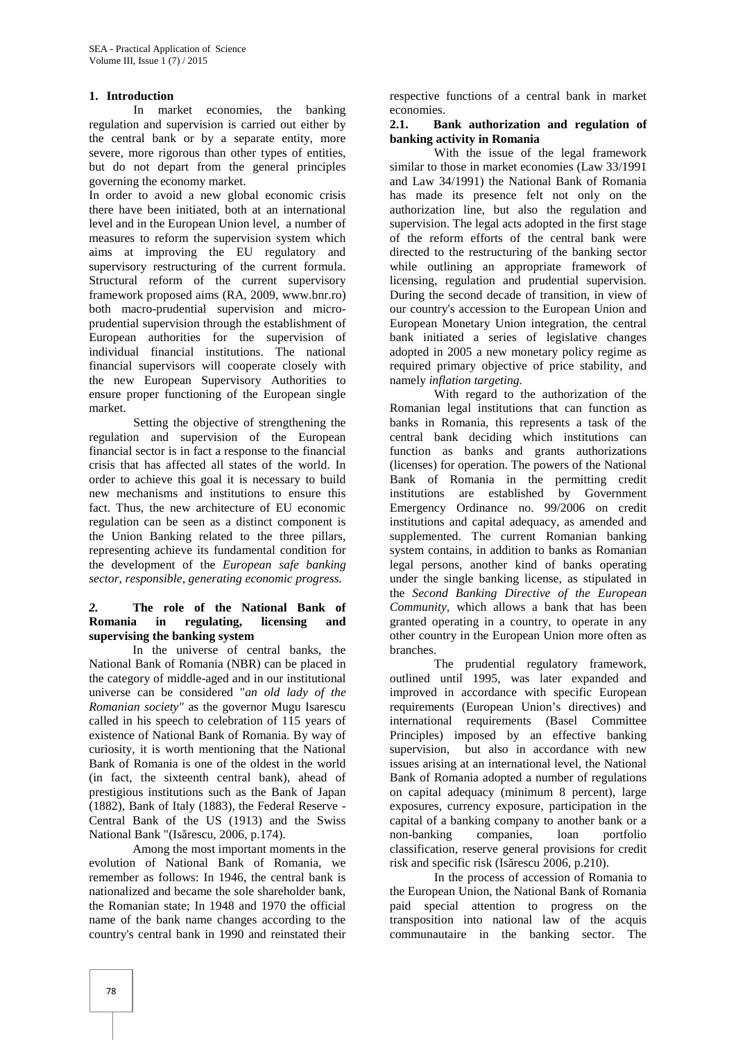## 1. Introduction

In market economies, the banking regulation and supervision is carried out either by the central bank or by a separate entity, more severe, more rigorous than other types of entities, but do not depart from the general principles governing the economy market.

In order to avoid a new global economic crisis there have been initiated, both at an international level and in the European Union level, a number of measures to reform the supervision system which aims at improving the EU regulatory and supervisory restructuring of the current formula. Structural reform of the current supervisory framework proposed aims (RA, 2009, www.bnr.ro) both macro-prudential supervision and micro-prudential supervision through the establishment of European authorities for the supervision of individual financial institutions. The national financial supervisors will cooperate closely with the new European Supervisory Authorities to ensure proper functioning of the European single market.

Setting the objective of strengthening the regulation and supervision of the European financial sector is in fact a response to the financial crisis that has affected all states of the world. In order to achieve this goal it is necessary to build new mechanisms and institutions to ensure this fact. Thus, the new architecture of EU economic regulation can be seen as a distinct component is the Union Banking related to the three pillars, representing achieve its fundamental condition for the development of the *European safe banking sector, responsible, generating economic progress.*

## *2.* The role of the National Bank of Romania in regulating, licensing and supervising the banking system

In the universe of central banks, the National Bank of Romania (NBR) can be placed in the category of middle-aged and in our institutional universe can be considered "*an old lady of the Romanian society"* as the governor Mugu Isarescu called in his speech to celebration of 115 years of existence of National Bank of Romania. By way of curiosity, it is worth mentioning that the National Bank of Romania is one of the oldest in the world (in fact, the sixteenth central bank), ahead of prestigious institutions such as the Bank of Japan (1882), Bank of Italy (1883), the Federal Reserve - Central Bank of the US (1913) and the Swiss National Bank "(Isărescu, 2006, p.174).

Among the most important moments in the evolution of National Bank of Romania, we remember as follows: In 1946, the central bank is nationalized and became the sole shareholder bank, the Romanian state; In 1948 and 1970 the official name of the bank name changes according to the country's central bank in 1990 and reinstated their respective functions of a central bank in market economies.

### 2.1. Bank authorization and regulation of banking activity in Romania

With the issue of the legal framework similar to those in market economies (Law 33/1991 and Law 34/1991) the National Bank of Romania has made its presence felt not only on the authorization line, but also the regulation and supervision. The legal acts adopted in the first stage of the reform efforts of the central bank were directed to the restructuring of the banking sector while outlining an appropriate framework of licensing, regulation and prudential supervision. During the second decade of transition, in view of our country's accession to the European Union and European Monetary Union integration, the central bank initiated a series of legislative changes adopted in 2005 a new monetary policy regime as required primary objective of price stability, and namely *inflation targeting.*

With regard to the authorization of the Romanian legal institutions that can function as banks in Romania, this represents a task of the central bank deciding which institutions can function as banks and grants authorizations (licenses) for operation. The powers of the National Bank of Romania in the permitting credit institutions are established by Government Emergency Ordinance no. 99/2006 on credit institutions and capital adequacy, as amended and supplemented. The current Romanian banking system contains, in addition to banks as Romanian legal persons, another kind of banks operating under the single banking license, as stipulated in the *Second Banking Directive of the European Community*, which allows a bank that has been granted operating in a country, to operate in any other country in the European Union more often as branches.

The prudential regulatory framework, outlined until 1995, was later expanded and improved in accordance with specific European requirements (European Union's directives) and international requirements (Basel Committee Principles) imposed by an effective banking supervision, but also in accordance with new issues arising at an international level, the National Bank of Romania adopted a number of regulations on capital adequacy (minimum 8 percent), large exposures, currency exposure, participation in the capital of a banking company to another bank or a non-banking companies, loan portfolio classification, reserve general provisions for credit risk and specific risk (Isărescu 2006, p.210).

In the process of accession of Romania to the European Union, the National Bank of Romania paid special attention to progress on the transposition into national law of the acquis communautaire in the banking sector. The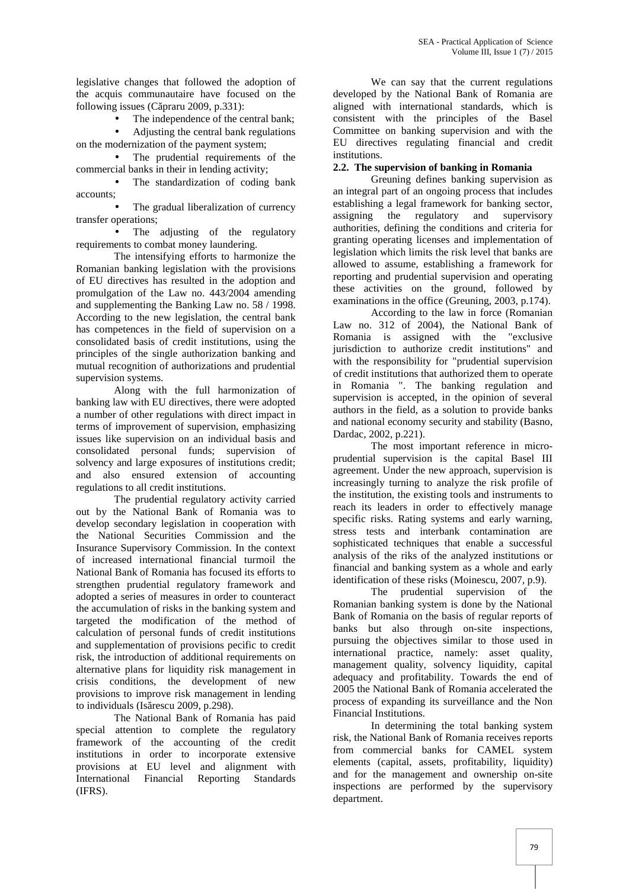legislative changes that followed the adoption of the acquis communautaire have focused on the following issues (Căpraru 2009, p.331):

- The independence of the central bank;
- Adjusting the central bank regulations on the modernization of the payment system;
- The prudential requirements of the commercial banks in their in lending activity;
- The standardization of coding bank accounts;
- The gradual liberalization of currency transfer operations;
- The adjusting of the regulatory requirements to combat money laundering.

The intensifying efforts to harmonize the Romanian banking legislation with the provisions of EU directives has resulted in the adoption and promulgation of the Law no. 443/2004 amending and supplementing the Banking Law no. 58 / 1998. According to the new legislation, the central bank has competences in the field of supervision on a consolidated basis of credit institutions, using the principles of the single authorization banking and mutual recognition of authorizations and prudential supervision systems.

Along with the full harmonization of banking law with EU directives, there were adopted a number of other regulations with direct impact in terms of improvement of supervision, emphasizing issues like supervision on an individual basis and consolidated personal funds; supervision of solvency and large exposures of institutions credit; and also ensured extension of accounting regulations to all credit institutions.

The prudential regulatory activity carried out by the National Bank of Romania was to develop secondary legislation in cooperation with the National Securities Commission and the Insurance Supervisory Commission. In the context of increased international financial turmoil the National Bank of Romania has focused its efforts to strengthen prudential regulatory framework and adopted a series of measures in order to counteract the accumulation of risks in the banking system and targeted the modification of the method of calculation of personal funds of credit institutions and supplementation of provisions pecific to credit risk, the introduction of additional requirements on alternative plans for liquidity risk management in crisis conditions, the development of new provisions to improve risk management in lending to individuals (Isărescu 2009, p.298).

The National Bank of Romania has paid special attention to complete the regulatory framework of the accounting of the credit institutions in order to incorporate extensive provisions at EU level and alignment with International Financial Reporting Standards (IFRS).

We can say that the current regulations developed by the National Bank of Romania are aligned with international standards, which is consistent with the principles of the Basel Committee on banking supervision and with the EU directives regulating financial and credit institutions.

**2.2. The supervision of banking in Romania**

Greuning defines banking supervision as an integral part of an ongoing process that includes establishing a legal framework for banking sector, assigning the regulatory and supervisory authorities, defining the conditions and criteria for granting operating licenses and implementation of legislation which limits the risk level that banks are allowed to assume, establishing a framework for reporting and prudential supervision and operating these activities on the ground, followed by examinations in the office (Greuning, 2003, p.174).

According to the law in force (Romanian Law no. 312 of 2004), the National Bank of Romania is assigned with the "exclusive jurisdiction to authorize credit institutions" and with the responsibility for "prudential supervision of credit institutions that authorized them to operate in Romania ". The banking regulation and supervision is accepted, in the opinion of several authors in the field, as a solution to provide banks and national economy security and stability (Basno, Dardac, 2002, p.221).

The most important reference in micro-prudential supervision is the capital Basel III agreement. Under the new approach, supervision is increasingly turning to analyze the risk profile of the institution, the existing tools and instruments to reach its leaders in order to effectively manage specific risks. Rating systems and early warning, stress tests and interbank contamination are sophisticated techniques that enable a successful analysis of the riks of the analyzed institutions or financial and banking system as a whole and early identification of these risks (Moinescu, 2007, p.9).

The prudential supervision of the Romanian banking system is done by the National Bank of Romania on the basis of regular reports of banks but also through on-site inspections, pursuing the objectives similar to those used in international practice, namely: asset quality, management quality, solvency liquidity, capital adequacy and profitability. Towards the end of 2005 the National Bank of Romania accelerated the process of expanding its surveillance and the Non Financial Institutions.

In determining the total banking system risk, the National Bank of Romania receives reports from commercial banks for CAMEL system elements (capital, assets, profitability, liquidity) and for the management and ownership on-site inspections are performed by the supervisory department.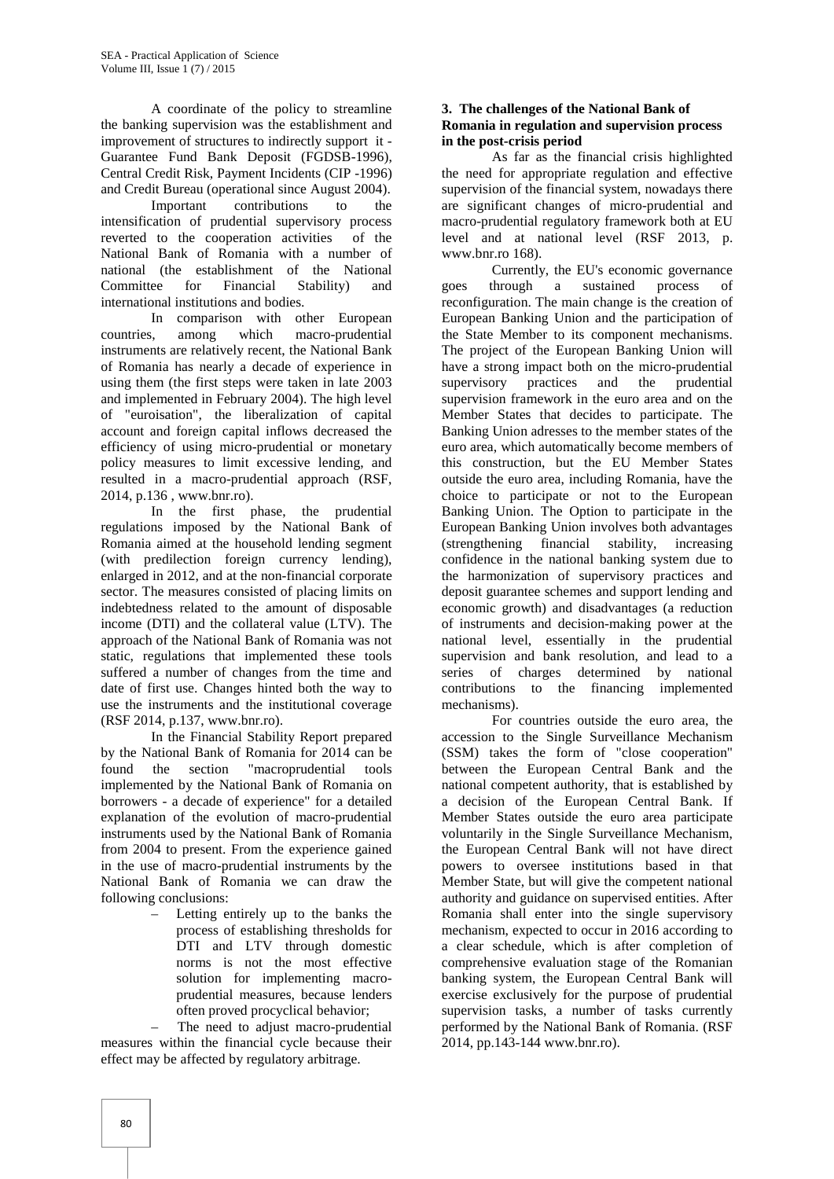A coordinate of the policy to streamline the banking supervision was the establishment and improvement of structures to indirectly support it - Guarantee Fund Bank Deposit (FGDSB-1996), Central Credit Risk, Payment Incidents (CIP -1996) and Credit Bureau (operational since August 2004).

Important contributions to the intensification of prudential supervisory process reverted to the cooperation activities of the National Bank of Romania with a number of national (the establishment of the National Committee for Financial Stability) and international institutions and bodies.

In comparison with other European countries, among which macro-prudential instruments are relatively recent, the National Bank of Romania has nearly a decade of experience in using them (the first steps were taken in late 2003 and implemented in February 2004). The high level of "euroisation", the liberalization of capital account and foreign capital inflows decreased the efficiency of using micro-prudential or monetary policy measures to limit excessive lending, and resulted in a macro-prudential approach (RSF, 2014, p.136 , www.bnr.ro).

In the first phase, the prudential regulations imposed by the National Bank of Romania aimed at the household lending segment (with predilection foreign currency lending), enlarged in 2012, and at the non-financial corporate sector. The measures consisted of placing limits on indebtedness related to the amount of disposable income (DTI) and the collateral value (LTV). The approach of the National Bank of Romania was not static, regulations that implemented these tools suffered a number of changes from the time and date of first use. Changes hinted both the way to use the instruments and the institutional coverage (RSF 2014, p.137, www.bnr.ro).

In the Financial Stability Report prepared by the National Bank of Romania for 2014 can be found the section "macroprudential tools implemented by the National Bank of Romania on borrowers - a decade of experience" for a detailed explanation of the evolution of macro-prudential instruments used by the National Bank of Romania from 2004 to present. From the experience gained in the use of macro-prudential instruments by the National Bank of Romania we can draw the following conclusions:

- Letting entirely up to the banks the process of establishing thresholds for DTI and LTV through domestic norms is not the most effective solution for implementing macro-prudential measures, because lenders often proved procyclical behavior;
- The need to adjust macro-prudential measures within the financial cycle because their effect may be affected by regulatory arbitrage.

## 3. The challenges of the National Bank of Romania in regulation and supervision process in the post-crisis period

As far as the financial crisis highlighted the need for appropriate regulation and effective supervision of the financial system, nowadays there are significant changes of micro-prudential and macro-prudential regulatory framework both at EU level and at national level (RSF 2013, p. www.bnr.ro 168).

Currently, the EU's economic governance goes through a sustained process of reconfiguration. The main change is the creation of European Banking Union and the participation of the State Member to its component mechanisms. The project of the European Banking Union will have a strong impact both on the micro-prudential supervisory practices and the prudential supervision framework in the euro area and on the Member States that decides to participate. The Banking Union adresses to the member states of the euro area, which automatically become members of this construction, but the EU Member States outside the euro area, including Romania, have the choice to participate or not to the European Banking Union. The Option to participate in the European Banking Union involves both advantages (strengthening financial stability, increasing confidence in the national banking system due to the harmonization of supervisory practices and deposit guarantee schemes and support lending and economic growth) and disadvantages (a reduction of instruments and decision-making power at the national level, essentially in the prudential supervision and bank resolution, and lead to a series of charges determined by national contributions to the financing implemented mechanisms).

For countries outside the euro area, the accession to the Single Surveillance Mechanism (SSM) takes the form of "close cooperation" between the European Central Bank and the national competent authority, that is established by a decision of the European Central Bank. If Member States outside the euro area participate voluntarily in the Single Surveillance Mechanism, the European Central Bank will not have direct powers to oversee institutions based in that Member State, but will give the competent national authority and guidance on supervised entities. After Romania shall enter into the single supervisory mechanism, expected to occur in 2016 according to a clear schedule, which is after completion of comprehensive evaluation stage of the Romanian banking system, the European Central Bank will exercise exclusively for the purpose of prudential supervision tasks, a number of tasks currently performed by the National Bank of Romania. (RSF 2014, pp.143-144 www.bnr.ro).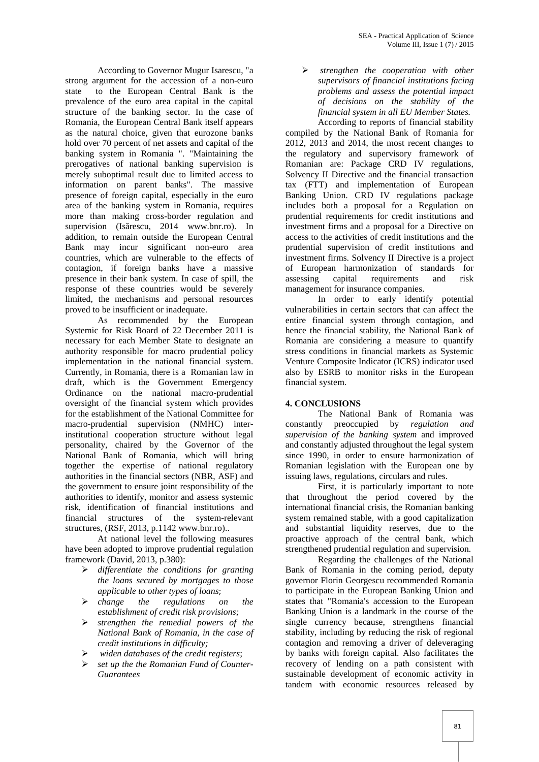According to Governor Mugur Isarescu, "a strong argument for the accession of a non-euro state to the European Central Bank is the prevalence of the euro area capital in the capital structure of the banking sector. In the case of Romania, the European Central Bank itself appears as the natural choice, given that eurozone banks hold over 70 percent of net assets and capital of the banking system in Romania ". "Maintaining the prerogatives of national banking supervision is merely suboptimal result due to limited access to information on parent banks". The massive presence of foreign capital, especially in the euro area of the banking system in Romania, requires more than making cross-border regulation and supervision (Isărescu, 2014 www.bnr.ro). In addition, to remain outside the European Central Bank may incur significant non-euro area countries, which are vulnerable to the effects of contagion, if foreign banks have a massive presence in their bank system. In case of spill, the response of these countries would be severely limited, the mechanisms and personal resources proved to be insufficient or inadequate.

As recommended by the European Systemic for Risk Board of 22 December 2011 is necessary for each Member State to designate an authority responsible for macro prudential policy implementation in the national financial system. Currently, in Romania, there is a Romanian law in draft, which is the Government Emergency Ordinance on the national macro-prudential oversight of the financial system which provides for the establishment of the National Committee for macro-prudential supervision (NMHC) inter-institutional cooperation structure without legal personality, chaired by the Governor of the National Bank of Romania, which will bring together the expertise of national regulatory authorities in the financial sectors (NBR, ASF) and the government to ensure joint responsibility of the authorities to identify, monitor and assess systemic risk, identification of financial institutions and financial structures of the system-relevant structures, (RSF, 2013, p.1142 www.bnr.ro)..

At national level the following measures have been adopted to improve prudential regulation framework (David, 2013, p.380):

- *differentiate the conditions for granting the loans secured by mortgages to those applicable to other types of loans;*
- *change the regulations on the establishment of credit risk provisions;*
- *strengthen the remedial powers of the National Bank of Romania, in the case of credit institutions in difficulty;*
- *widen databases of the credit registers*;
- *set up the the Romanian Fund of Counter-Guarantees*
- *strengthen the cooperation with other supervisors of financial institutions facing problems and assess the potential impact of decisions on the stability of the financial system in all EU Member States.*

According to reports of financial stability compiled by the National Bank of Romania for 2012, 2013 and 2014, the most recent changes to the regulatory and supervisory framework of Romanian are: Package CRD IV regulations, Solvency II Directive and the financial transaction tax (FTT) and implementation of European Banking Union. CRD IV regulations package includes both a proposal for a Regulation on prudential requirements for credit institutions and investment firms and a proposal for a Directive on access to the activities of credit institutions and the prudential supervision of credit institutions and investment firms. Solvency II Directive is a project of European harmonization of standards for assessing capital requirements and risk management for insurance companies.

In order to early identify potential vulnerabilities in certain sectors that can affect the entire financial system through contagion, and hence the financial stability, the National Bank of Romania are considering a measure to quantify stress conditions in financial markets as Systemic Venture Composite Indicator (ICRS) indicator used also by ESRB to monitor risks in the European financial system.

## 4. CONCLUSIONS

The National Bank of Romania was constantly preoccupied by *regulation and supervision of the banking system* and improved and constantly adjusted throughout the legal system since 1990, in order to ensure harmonization of Romanian legislation with the European one by issuing laws, regulations, circulars and rules.

First, it is particularly important to note that throughout the period covered by the international financial crisis, the Romanian banking system remained stable, with a good capitalization and substantial liquidity reserves, due to the proactive approach of the central bank, which strengthened prudential regulation and supervision.

Regarding the challenges of the National Bank of Romania in the coming period, deputy governor Florin Georgescu recommended Romania to participate in the European Banking Union and states that "Romania's accession to the European Banking Union is a landmark in the course of the single currency because, strengthens financial stability, including by reducing the risk of regional contagion and removing a driver of deleveraging by banks with foreign capital. Also facilitates the recovery of lending on a path consistent with sustainable development of economic activity in tandem with economic resources released by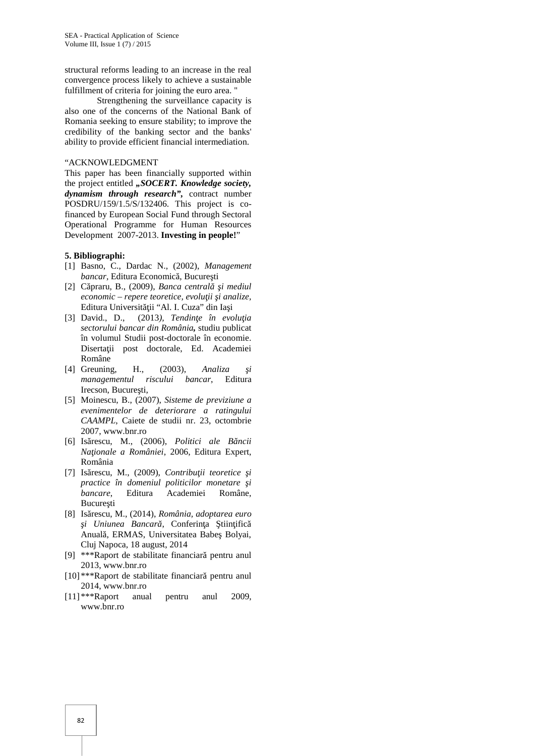structural reforms leading to an increase in the real convergence process likely to achieve a sustainable fulfillment of criteria for joining the euro area. "

Strengthening the surveillance capacity is also one of the concerns of the National Bank of Romania seeking to ensure stability; to improve the credibility of the banking sector and the banks' ability to provide efficient financial intermediation.

"ACKNOWLEDGMENT

This paper has been financially supported within the project entitled ***„SOCERT. Knowledge society, dynamism through research"***, contract number POSDRU/159/1.5/S/132406. This project is co-financed by European Social Fund through Sectoral Operational Programme for Human Resources Development 2007-2013. **Investing in people!**"

**5. Bibliographi:**

[1] Basno, C., Dardac N., (2002), *Management bancar*, Editura Economică, Bucureşti

[2] Căpraru, B., (2009), *Banca centrală şi mediul economic – repere teoretice, evoluţii şi analize*, Editura Universităţii "Al. I. Cuza" din Iaşi

[3] David., D., (2013*), Tendinţe în evoluţia sectorului bancar din România***,** studiu publicat în volumul Studii post-doctorale în economie. Disertaţii post doctorale, Ed. Academiei Române

[4] Greuning, H., (2003), *Analiza şi managementul riscului bancar*, Editura Irecson, Bucureşti,

[5] Moinescu, B., (2007), *Sisteme de previziune a evenimentelor de deteriorare a ratingului CAAMPL*, Caiete de studii nr. 23, octombrie 2007, www.bnr.ro

[6] Isărescu, M., (2006), *Politici ale Băncii Naţionale a României*, 2006, Editura Expert, România

[7] Isărescu, M., (2009), *Contribuţii teoretice şi practice în domeniul politicilor monetare şi bancare*, Editura Academiei Române, Bucureşti

[8] Isărescu, M., (2014), *România, adoptarea euro şi Uniunea Bancară*, Conferinţa Ştiinţifică Anuală, ERMAS, Universitatea Babeş Bolyai, Cluj Napoca, 18 august, 2014

[9] ***Raport de stabilitate financiară pentru anul 2013, www.bnr.ro

[10] ***Raport de stabilitate financiară pentru anul 2014, www.bnr.ro

[11] ***Raport anual pentru anul 2009, www.bnr.ro